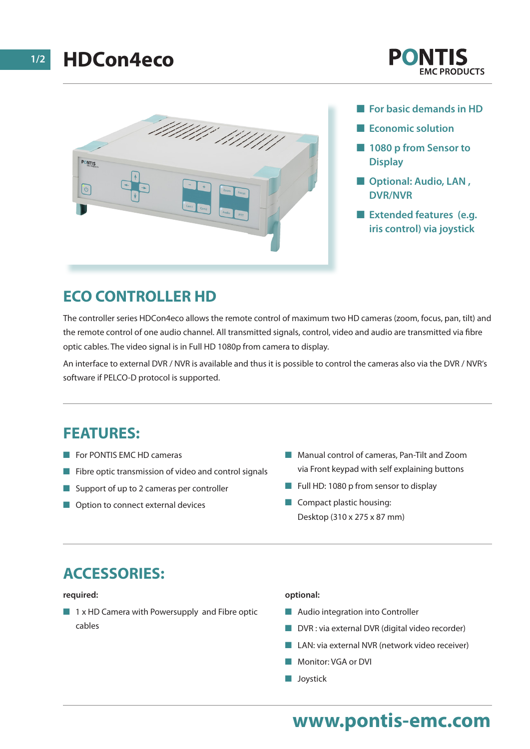# HDCon4eco

PONTIS
EMC PRODUCTS

- For basic demands in HD
- Economic solution
- 1080 p from Sensor to Display
- Optional: Audio, LAN , DVR/NVR
- Extended features (e.g. iris control) via joystick

## ECO CONTROLLER HD

The controller series HDCon4eco allows the remote control of maximum two HD cameras (zoom, focus, pan, tilt) and the remote control of one audio channel. All transmitted signals, control, video and audio are transmitted via fibre optic cables. The video signal is in Full HD 1080p from camera to display.

An interface to external DVR / NVR is available and thus it is possible to control the cameras also via the DVR / NVR's software if PELCO-D protocol is supported.

## FEATURES:

- For PONTIS EMC HD cameras
- Fibre optic transmission of video and control signals
- Support of up to 2 cameras per controller
- Option to connect external devices
- Manual control of cameras, Pan-Tilt and Zoom via Front keypad with self explaining buttons
- Full HD: 1080 p from sensor to display
- Compact plastic housing: Desktop (310 x 275 x 87 mm)

## ACCESSORIES:

**required:**

- 1 x HD Camera with Powersupply and Fibre optic cables

**optional:**

- Audio integration into Controller
- DVR : via external DVR (digital video recorder)
- LAN: via external NVR (network video receiver)
- Monitor: VGA or DVI
- Joystick

www.pontis-emc.com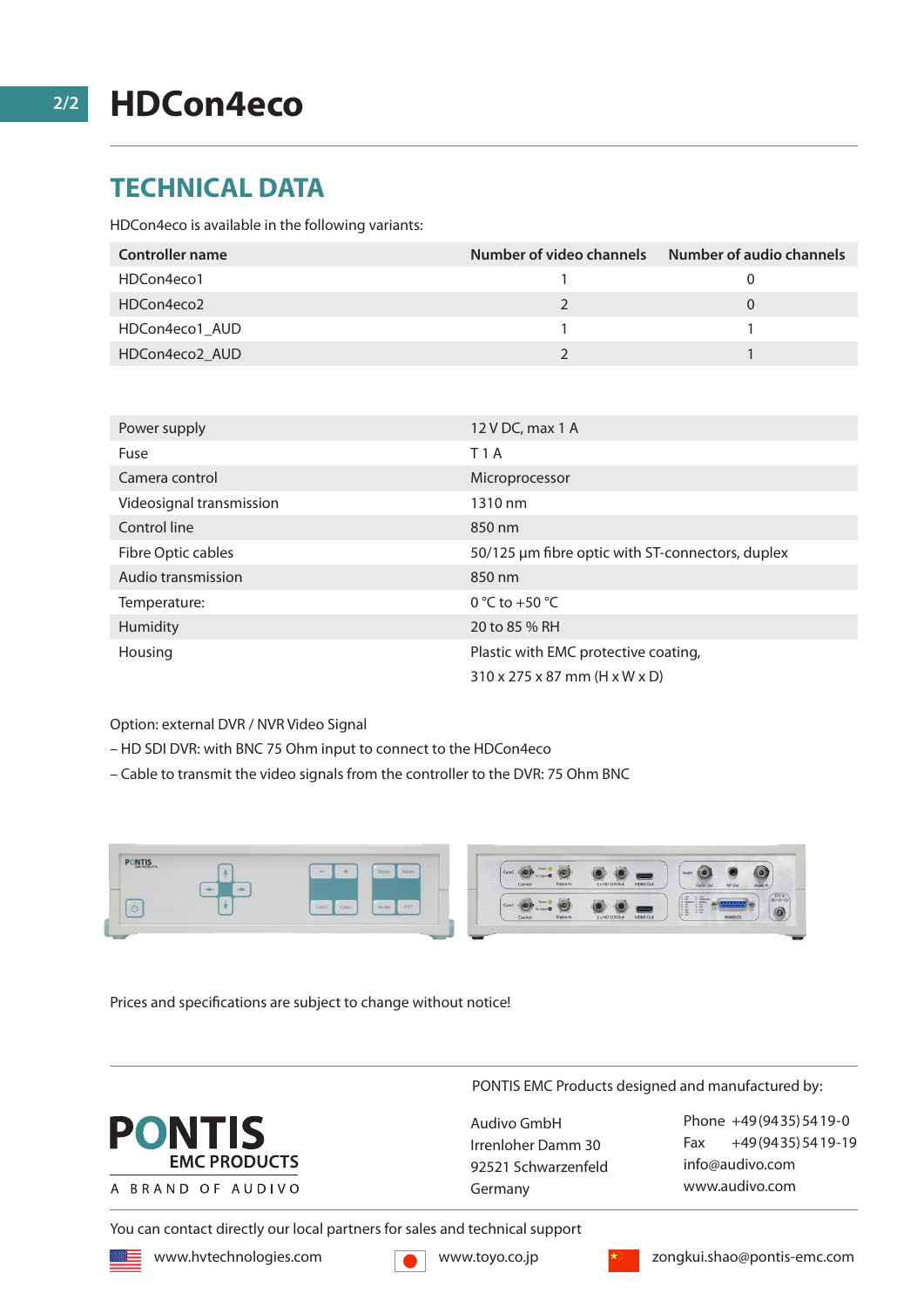# HDCon4eco

## TECHNICAL DATA

HDCon4eco is available in the following variants:

| Controller name | Number of video channels | Number of audio channels |
|---|---|---|
| HDCon4eco1 | 1 | 0 |
| HDCon4eco2 | 2 | 0 |
| HDCon4eco1_AUD | 1 | 1 |
| HDCon4eco2_AUD | 2 | 1 |

| | |
|---|---|
| Power supply | 12 V DC, max 1 A |
| Fuse | T 1 A |
| Camera control | Microprocessor |
| Videosignal transmission | 1310 nm |
| Control line | 850 nm |
| Fibre Optic cables | 50/125 µm fibre optic with ST-connectors, duplex |
| Audio transmission | 850 nm |
| Temperature: | 0 °C to +50 °C |
| Humidity | 20 to 85 % RH |
| Housing | Plastic with EMC protective coating, 310 x 275 x 87 mm (H x W x D) |

Option: external DVR / NVR Video Signal

– HD SDI DVR: with BNC 75 Ohm input to connect to the HDCon4eco

– Cable to transmit the video signals from the controller to the DVR: 75 Ohm BNC

Prices and specifications are subject to change without notice!

PONTIS EMC PRODUCTS
A BRAND OF AUDIVO

PONTIS EMC Products designed and manufactured by:

Audivo GmbH
Irrenloher Damm 30
92521 Schwarzenfeld
Germany

Phone +49 (9435) 5419-0
Fax +49 (9435) 5419-19
info@audivo.com
www.audivo.com

You can contact directly our local partners for sales and technical support

www.hvtechnologies.com

www.toyo.co.jp

zongkui.shao@pontis-emc.com